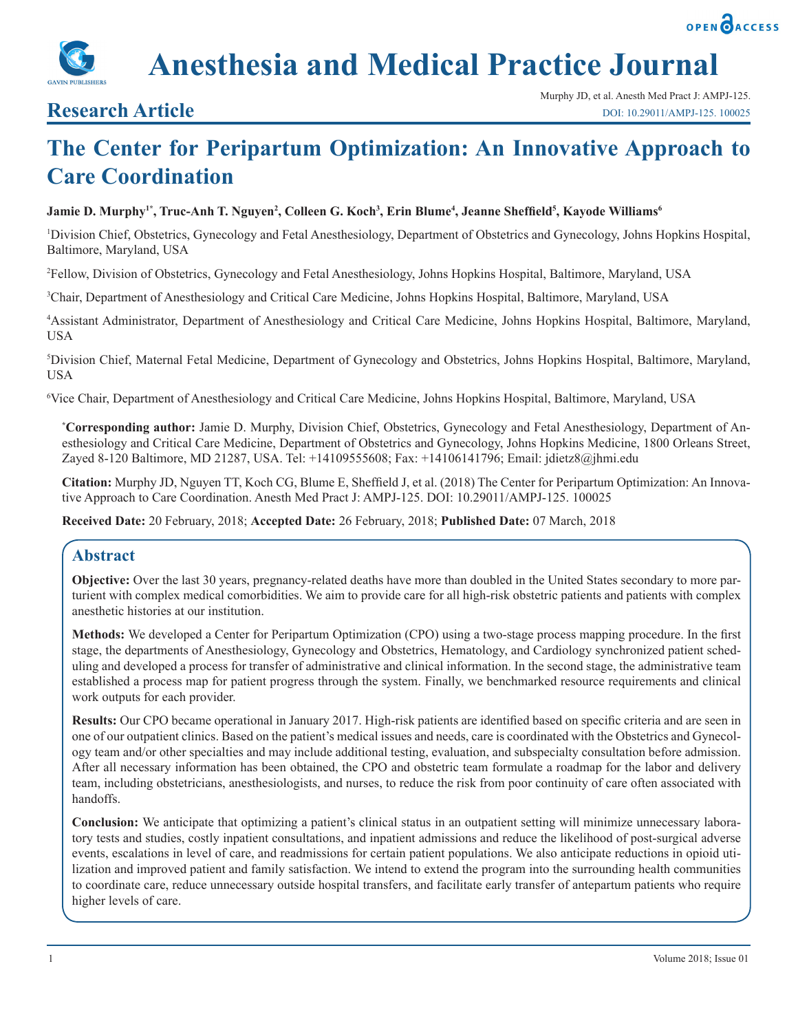# Research Article

# The Center for Peripartum Optimization: An Innovative Approach to Care Coordination

**Jamie D. Murphy[1*], Truc-Anh T. Nguyen[2], Colleen G. Koch[3], Erin Blume[4], Jeanne Sheffield[5], Kayode Williams[6]**

[1]Division Chief, Obstetrics, Gynecology and Fetal Anesthesiology, Department of Obstetrics and Gynecology, Johns Hopkins Hospital, Baltimore, Maryland, USA

[2]Fellow, Division of Obstetrics, Gynecology and Fetal Anesthesiology, Johns Hopkins Hospital, Baltimore, Maryland, USA

[3]Chair, Department of Anesthesiology and Critical Care Medicine, Johns Hopkins Hospital, Baltimore, Maryland, USA

[4]Assistant Administrator, Department of Anesthesiology and Critical Care Medicine, Johns Hopkins Hospital, Baltimore, Maryland, USA

[5]Division Chief, Maternal Fetal Medicine, Department of Gynecology and Obstetrics, Johns Hopkins Hospital, Baltimore, Maryland, USA

[6]Vice Chair, Department of Anesthesiology and Critical Care Medicine, Johns Hopkins Hospital, Baltimore, Maryland, USA

**[*]Corresponding author:** Jamie D. Murphy, Division Chief, Obstetrics, Gynecology and Fetal Anesthesiology, Department of Anesthesiology and Critical Care Medicine, Department of Obstetrics and Gynecology, Johns Hopkins Medicine, 1800 Orleans Street, Zayed 8-120 Baltimore, MD 21287, USA. Tel: +14109555608; Fax: +14106141796; Email: jdietz8@jhmi.edu

**Citation:** Murphy JD, Nguyen TT, Koch CG, Blume E, Sheffield J, et al. (2018) The Center for Peripartum Optimization: An Innovative Approach to Care Coordination. Anesth Med Pract J: AMPJ-125. DOI: 10.29011/AMPJ-125. 100025

**Received Date:** 20 February, 2018; **Accepted Date:** 26 February, 2018; **Published Date:** 07 March, 2018

## Abstract

**Objective:** Over the last 30 years, pregnancy-related deaths have more than doubled in the United States secondary to more parturient with complex medical comorbidities. We aim to provide care for all high-risk obstetric patients and patients with complex anesthetic histories at our institution.

**Methods:** We developed a Center for Peripartum Optimization (CPO) using a two-stage process mapping procedure. In the first stage, the departments of Anesthesiology, Gynecology and Obstetrics, Hematology, and Cardiology synchronized patient scheduling and developed a process for transfer of administrative and clinical information. In the second stage, the administrative team established a process map for patient progress through the system. Finally, we benchmarked resource requirements and clinical work outputs for each provider.

**Results:** Our CPO became operational in January 2017. High-risk patients are identified based on specific criteria and are seen in one of our outpatient clinics. Based on the patient's medical issues and needs, care is coordinated with the Obstetrics and Gynecology team and/or other specialties and may include additional testing, evaluation, and subspecialty consultation before admission. After all necessary information has been obtained, the CPO and obstetric team formulate a roadmap for the labor and delivery team, including obstetricians, anesthesiologists, and nurses, to reduce the risk from poor continuity of care often associated with handoffs.

**Conclusion:** We anticipate that optimizing a patient's clinical status in an outpatient setting will minimize unnecessary laboratory tests and studies, costly inpatient consultations, and inpatient admissions and reduce the likelihood of post-surgical adverse events, escalations in level of care, and readmissions for certain patient populations. We also anticipate reductions in opioid utilization and improved patient and family satisfaction. We intend to extend the program into the surrounding health communities to coordinate care, reduce unnecessary outside hospital transfers, and facilitate early transfer of antepartum patients who require higher levels of care.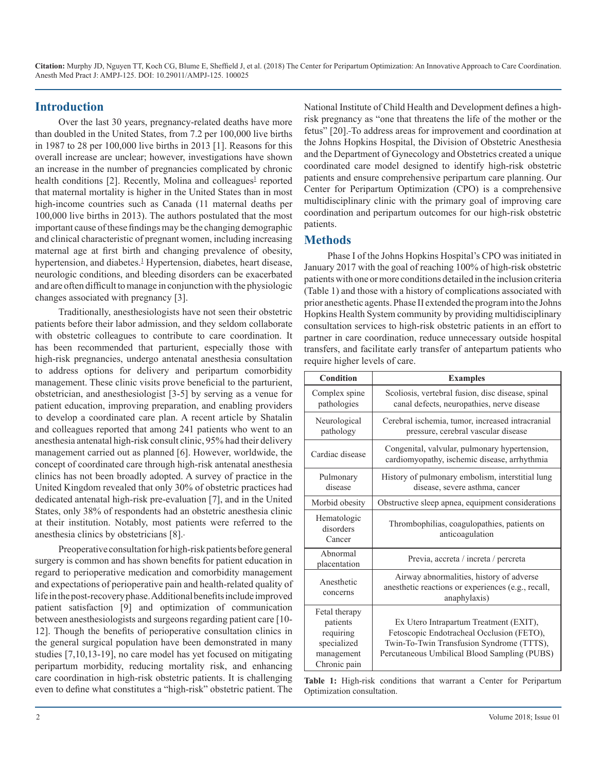## Introduction

Over the last 30 years, pregnancy-related deaths have more than doubled in the United States, from 7.2 per 100,000 live births in 1987 to 28 per 100,000 live births in 2013 [1]. Reasons for this overall increase are unclear; however, investigations have shown an increase in the number of pregnancies complicated by chronic health conditions [2]. Recently, Molina and colleagues[1] reported that maternal mortality is higher in the United States than in most high-income countries such as Canada (11 maternal deaths per 100,000 live births in 2013). The authors postulated that the most important cause of these findings may be the changing demographic and clinical characteristic of pregnant women, including increasing maternal age at first birth and changing prevalence of obesity, hypertension, and diabetes.[1] Hypertension, diabetes, heart disease, neurologic conditions, and bleeding disorders can be exacerbated and are often difficult to manage in conjunction with the physiologic changes associated with pregnancy [3].

Traditionally, anesthesiologists have not seen their obstetric patients before their labor admission, and they seldom collaborate with obstetric colleagues to contribute to care coordination. It has been recommended that parturient, especially those with high-risk pregnancies, undergo antenatal anesthesia consultation to address options for delivery and peripartum comorbidity management. These clinic visits prove beneficial to the parturient, obstetrician, and anesthesiologist [3-5] by serving as a venue for patient education, improving preparation, and enabling providers to develop a coordinated care plan. A recent article by Shatalin and colleagues reported that among 241 patients who went to an anesthesia antenatal high-risk consult clinic, 95% had their delivery management carried out as planned [6]. However, worldwide, the concept of coordinated care through high-risk antenatal anesthesia clinics has not been broadly adopted. A survey of practice in the United Kingdom revealed that only 30% of obstetric practices had dedicated antenatal high-risk pre-evaluation [7], and in the United States, only 38% of respondents had an obstetric anesthesia clinic at their institution. Notably, most patients were referred to the anesthesia clinics by obstetricians [8].

Preoperative consultation for high-risk patients before general surgery is common and has shown benefits for patient education in regard to perioperative medication and comorbidity management and expectations of perioperative pain and health-related quality of life in the post-recovery phase. Additional benefits include improved patient satisfaction [9] and optimization of communication between anesthesiologists and surgeons regarding patient care [10-12]. Though the benefits of perioperative consultation clinics in the general surgical population have been demonstrated in many studies [7,10,13-19], no care model has yet focused on mitigating peripartum morbidity, reducing mortality risk, and enhancing care coordination in high-risk obstetric patients. It is challenging even to define what constitutes a "high-risk" obstetric patient. The National Institute of Child Health and Development defines a high-risk pregnancy as "one that threatens the life of the mother or the fetus" [20]. To address areas for improvement and coordination at the Johns Hopkins Hospital, the Division of Obstetric Anesthesia and the Department of Gynecology and Obstetrics created a unique coordinated care model designed to identify high-risk obstetric patients and ensure comprehensive peripartum care planning. Our Center for Peripartum Optimization (CPO) is a comprehensive multidisciplinary clinic with the primary goal of improving care coordination and peripartum outcomes for our high-risk obstetric patients.

## Methods

Phase I of the Johns Hopkins Hospital's CPO was initiated in January 2017 with the goal of reaching 100% of high-risk obstetric patients with one or more conditions detailed in the inclusion criteria (Table 1) and those with a history of complications associated with prior anesthetic agents. Phase II extended the program into the Johns Hopkins Health System community by providing multidisciplinary consultation services to high-risk obstetric patients in an effort to partner in care coordination, reduce unnecessary outside hospital transfers, and facilitate early transfer of antepartum patients who require higher levels of care.

| Condition | Examples |
|---|---|
| Complex spine pathologies | Scoliosis, vertebral fusion, disc disease, spinal canal defects, neuropathies, nerve disease |
| Neurological pathology | Cerebral ischemia, tumor, increased intracranial pressure, cerebral vascular disease |
| Cardiac disease | Congenital, valvular, pulmonary hypertension, cardiomyopathy, ischemic disease, arrhythmia |
| Pulmonary disease | History of pulmonary embolism, interstitial lung disease, severe asthma, cancer |
| Morbid obesity | Obstructive sleep apnea, equipment considerations |
| Hematologic disorders Cancer | Thrombophilias, coagulopathies, patients on anticoagulation |
| Abnormal placentation | Previa, accreta / increta / percreta |
| Anesthetic concerns | Airway abnormalities, history of adverse anesthetic reactions or experiences (e.g., recall, anaphylaxis) |
| Fetal therapy patients requiring specialized management Chronic pain | Ex Utero Intrapartum Treatment (EXIT), Fetoscopic Endotracheal Occlusion (FETO), Twin-To-Twin Transfusion Syndrome (TTTS), Percutaneous Umbilical Blood Sampling (PUBS) |

**Table 1:** High-risk conditions that warrant a Center for Peripartum Optimization consultation.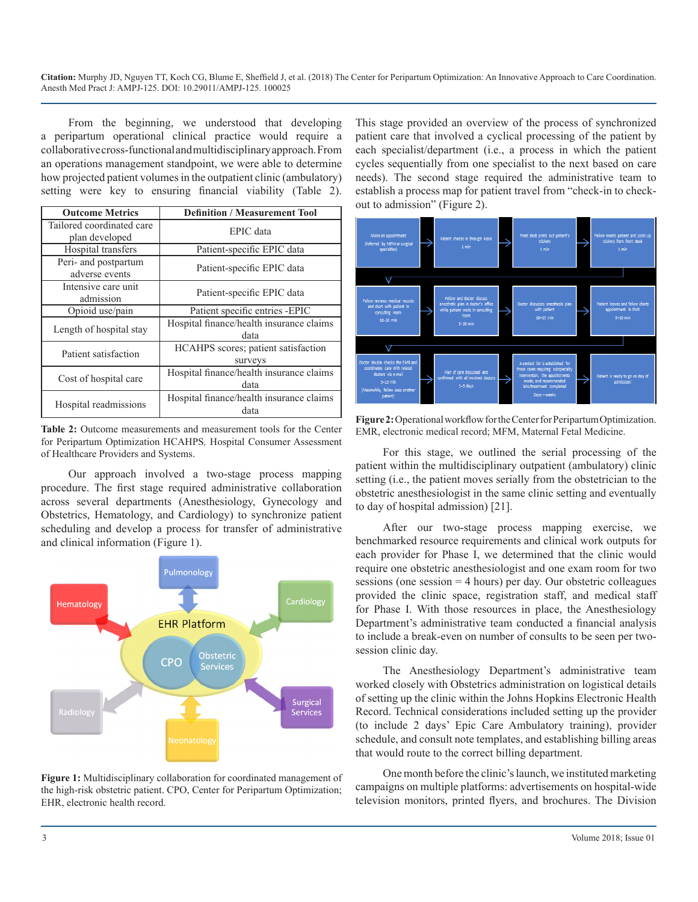From the beginning, we understood that developing a peripartum operational clinical practice would require a collaborative cross-functional and multidisciplinary approach. From an operations management standpoint, we were able to determine how projected patient volumes in the outpatient clinic (ambulatory) setting were key to ensuring financial viability (Table 2).

| Outcome Metrics | Definition / Measurement Tool |
|---|---|
| Tailored coordinated care plan developed | EPIC data |
| Hospital transfers | Patient-specific EPIC data |
| Peri- and postpartum adverse events | Patient-specific EPIC data |
| Intensive care unit admission | Patient-specific EPIC data |
| Opioid use/pain | Patient specific entries -EPIC |
| Length of hospital stay | Hospital finance/health insurance claims data |
| Patient satisfaction | HCAHPS scores; patient satisfaction surveys |
| Cost of hospital care | Hospital finance/health insurance claims data |
| Hospital readmissions | Hospital finance/health insurance claims data |

**Table 2:** Outcome measurements and measurement tools for the Center for Peripartum Optimization HCAHPS, Hospital Consumer Assessment of Healthcare Providers and Systems.

Our approach involved a two-stage process mapping procedure. The first stage required administrative collaboration across several departments (Anesthesiology, Gynecology and Obstetrics, Hematology, and Cardiology) to synchronize patient scheduling and develop a process for transfer of administrative and clinical information (Figure 1).

**Figure 1:** Multidisciplinary collaboration for coordinated management of the high-risk obstetric patient. CPO, Center for Peripartum Optimization; EHR, electronic health record.

This stage provided an overview of the process of synchronized patient care that involved a cyclical processing of the patient by each specialist/department (i.e., a process in which the patient cycles sequentially from one specialist to the next based on care needs). The second stage required the administrative team to establish a process map for patient travel from "check-in to check-out to admission" (Figure 2).

**Figure 2:** Operational workflow for the Center for Peripartum Optimization. EMR, electronic medical record; MFM, Maternal Fetal Medicine.

For this stage, we outlined the serial processing of the patient within the multidisciplinary outpatient (ambulatory) clinic setting (i.e., the patient moves serially from the obstetrician to the obstetric anesthesiologist in the same clinic setting and eventually to day of hospital admission) [21].

After our two-stage process mapping exercise, we benchmarked resource requirements and clinical work outputs for each provider for Phase I, we determined that the clinic would require one obstetric anesthesiologist and one exam room for two sessions (one session = 4 hours) per day. Our obstetric colleagues provided the clinic space, registration staff, and medical staff for Phase I. With those resources in place, the Anesthesiology Department's administrative team conducted a financial analysis to include a break-even on number of consults to be seen per two-session clinic day.

The Anesthesiology Department's administrative team worked closely with Obstetrics administration on logistical details of setting up the clinic within the Johns Hopkins Electronic Health Record. Technical considerations included setting up the provider (to include 2 days' Epic Care Ambulatory training), provider schedule, and consult note templates, and establishing billing areas that would route to the correct billing department.

One month before the clinic's launch, we instituted marketing campaigns on multiple platforms: advertisements on hospital-wide television monitors, printed flyers, and brochures. The Division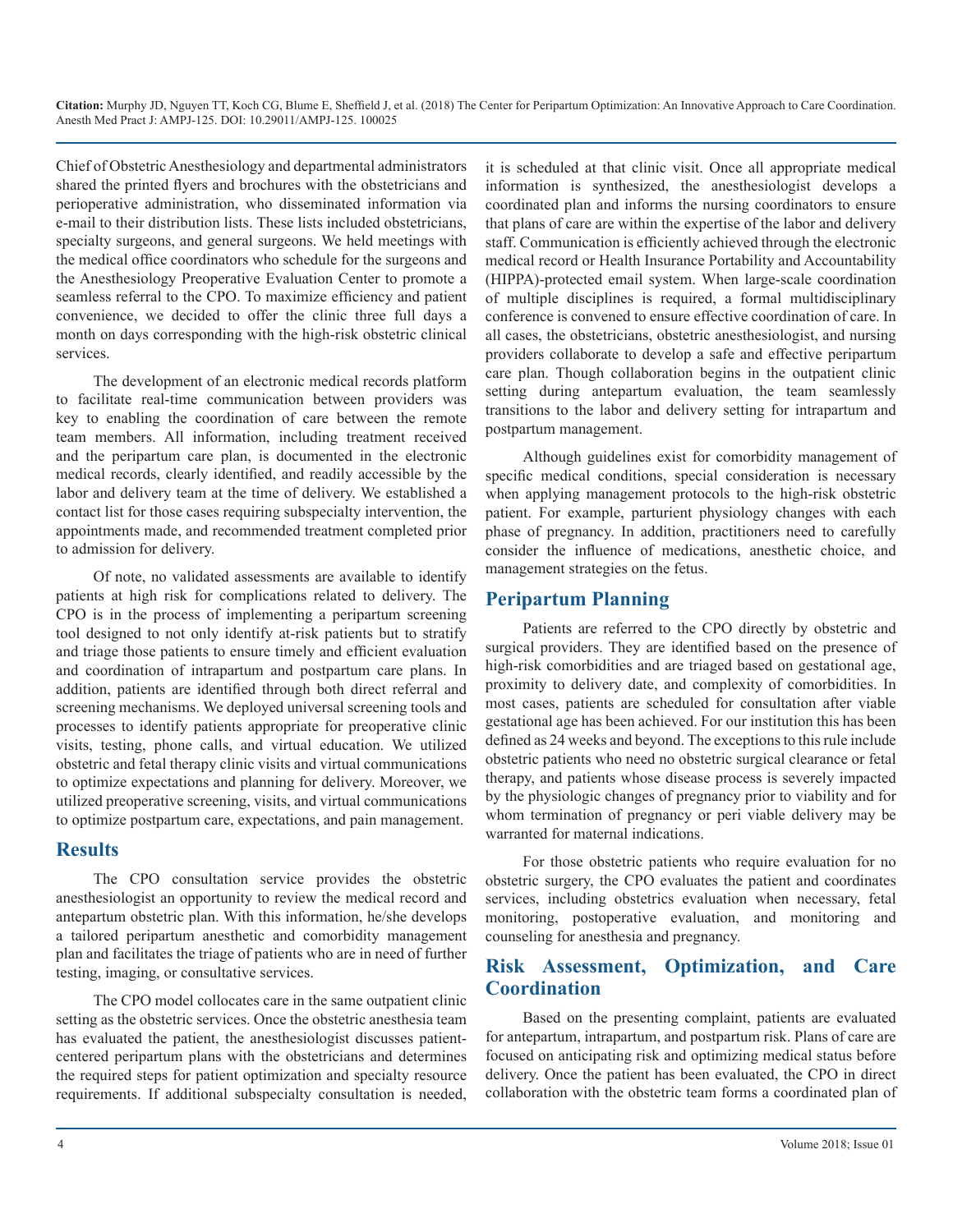Chief of Obstetric Anesthesiology and departmental administrators shared the printed flyers and brochures with the obstetricians and perioperative administration, who disseminated information via e-mail to their distribution lists. These lists included obstetricians, specialty surgeons, and general surgeons. We held meetings with the medical office coordinators who schedule for the surgeons and the Anesthesiology Preoperative Evaluation Center to promote a seamless referral to the CPO. To maximize efficiency and patient convenience, we decided to offer the clinic three full days a month on days corresponding with the high-risk obstetric clinical services.

The development of an electronic medical records platform to facilitate real-time communication between providers was key to enabling the coordination of care between the remote team members. All information, including treatment received and the peripartum care plan, is documented in the electronic medical records, clearly identified, and readily accessible by the labor and delivery team at the time of delivery. We established a contact list for those cases requiring subspecialty intervention, the appointments made, and recommended treatment completed prior to admission for delivery.

Of note, no validated assessments are available to identify patients at high risk for complications related to delivery. The CPO is in the process of implementing a peripartum screening tool designed to not only identify at-risk patients but to stratify and triage those patients to ensure timely and efficient evaluation and coordination of intrapartum and postpartum care plans. In addition, patients are identified through both direct referral and screening mechanisms. We deployed universal screening tools and processes to identify patients appropriate for preoperative clinic visits, testing, phone calls, and virtual education. We utilized obstetric and fetal therapy clinic visits and virtual communications to optimize expectations and planning for delivery. Moreover, we utilized preoperative screening, visits, and virtual communications to optimize postpartum care, expectations, and pain management.

## Results

The CPO consultation service provides the obstetric anesthesiologist an opportunity to review the medical record and antepartum obstetric plan. With this information, he/she develops a tailored peripartum anesthetic and comorbidity management plan and facilitates the triage of patients who are in need of further testing, imaging, or consultative services.

The CPO model collocates care in the same outpatient clinic setting as the obstetric services. Once the obstetric anesthesia team has evaluated the patient, the anesthesiologist discusses patient-centered peripartum plans with the obstetricians and determines the required steps for patient optimization and specialty resource requirements. If additional subspecialty consultation is needed, it is scheduled at that clinic visit. Once all appropriate medical information is synthesized, the anesthesiologist develops a coordinated plan and informs the nursing coordinators to ensure that plans of care are within the expertise of the labor and delivery staff. Communication is efficiently achieved through the electronic medical record or Health Insurance Portability and Accountability (HIPPA)-protected email system. When large-scale coordination of multiple disciplines is required, a formal multidisciplinary conference is convened to ensure effective coordination of care. In all cases, the obstetricians, obstetric anesthesiologist, and nursing providers collaborate to develop a safe and effective peripartum care plan. Though collaboration begins in the outpatient clinic setting during antepartum evaluation, the team seamlessly transitions to the labor and delivery setting for intrapartum and postpartum management.

Although guidelines exist for comorbidity management of specific medical conditions, special consideration is necessary when applying management protocols to the high-risk obstetric patient. For example, parturient physiology changes with each phase of pregnancy. In addition, practitioners need to carefully consider the influence of medications, anesthetic choice, and management strategies on the fetus.

## Peripartum Planning

Patients are referred to the CPO directly by obstetric and surgical providers. They are identified based on the presence of high-risk comorbidities and are triaged based on gestational age, proximity to delivery date, and complexity of comorbidities. In most cases, patients are scheduled for consultation after viable gestational age has been achieved. For our institution this has been defined as 24 weeks and beyond. The exceptions to this rule include obstetric patients who need no obstetric surgical clearance or fetal therapy, and patients whose disease process is severely impacted by the physiologic changes of pregnancy prior to viability and for whom termination of pregnancy or peri viable delivery may be warranted for maternal indications.

For those obstetric patients who require evaluation for no obstetric surgery, the CPO evaluates the patient and coordinates services, including obstetrics evaluation when necessary, fetal monitoring, postoperative evaluation, and monitoring and counseling for anesthesia and pregnancy.

## Risk Assessment, Optimization, and Care Coordination

Based on the presenting complaint, patients are evaluated for antepartum, intrapartum, and postpartum risk. Plans of care are focused on anticipating risk and optimizing medical status before delivery. Once the patient has been evaluated, the CPO in direct collaboration with the obstetric team forms a coordinated plan of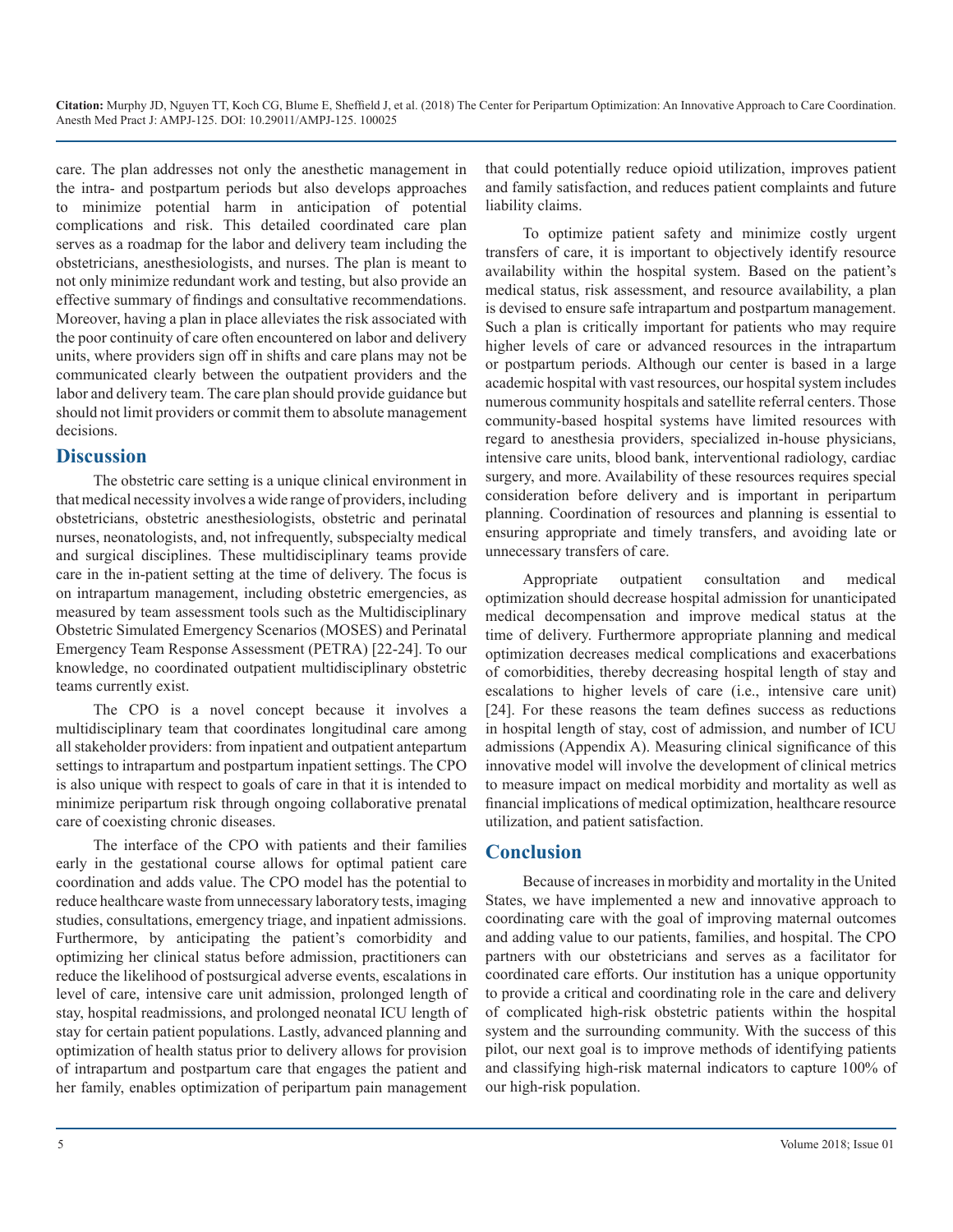care. The plan addresses not only the anesthetic management in the intra- and postpartum periods but also develops approaches to minimize potential harm in anticipation of potential complications and risk. This detailed coordinated care plan serves as a roadmap for the labor and delivery team including the obstetricians, anesthesiologists, and nurses. The plan is meant to not only minimize redundant work and testing, but also provide an effective summary of findings and consultative recommendations. Moreover, having a plan in place alleviates the risk associated with the poor continuity of care often encountered on labor and delivery units, where providers sign off in shifts and care plans may not be communicated clearly between the outpatient providers and the labor and delivery team. The care plan should provide guidance but should not limit providers or commit them to absolute management decisions.

## Discussion

The obstetric care setting is a unique clinical environment in that medical necessity involves a wide range of providers, including obstetricians, obstetric anesthesiologists, obstetric and perinatal nurses, neonatologists, and, not infrequently, subspecialty medical and surgical disciplines. These multidisciplinary teams provide care in the in-patient setting at the time of delivery. The focus is on intrapartum management, including obstetric emergencies, as measured by team assessment tools such as the Multidisciplinary Obstetric Simulated Emergency Scenarios (MOSES) and Perinatal Emergency Team Response Assessment (PETRA) [22-24]. To our knowledge, no coordinated outpatient multidisciplinary obstetric teams currently exist.

The CPO is a novel concept because it involves a multidisciplinary team that coordinates longitudinal care among all stakeholder providers: from inpatient and outpatient antepartum settings to intrapartum and postpartum inpatient settings. The CPO is also unique with respect to goals of care in that it is intended to minimize peripartum risk through ongoing collaborative prenatal care of coexisting chronic diseases.

The interface of the CPO with patients and their families early in the gestational course allows for optimal patient care coordination and adds value. The CPO model has the potential to reduce healthcare waste from unnecessary laboratory tests, imaging studies, consultations, emergency triage, and inpatient admissions. Furthermore, by anticipating the patient's comorbidity and optimizing her clinical status before admission, practitioners can reduce the likelihood of postsurgical adverse events, escalations in level of care, intensive care unit admission, prolonged length of stay, hospital readmissions, and prolonged neonatal ICU length of stay for certain patient populations. Lastly, advanced planning and optimization of health status prior to delivery allows for provision of intrapartum and postpartum care that engages the patient and her family, enables optimization of peripartum pain management that could potentially reduce opioid utilization, improves patient and family satisfaction, and reduces patient complaints and future liability claims.

To optimize patient safety and minimize costly urgent transfers of care, it is important to objectively identify resource availability within the hospital system. Based on the patient's medical status, risk assessment, and resource availability, a plan is devised to ensure safe intrapartum and postpartum management. Such a plan is critically important for patients who may require higher levels of care or advanced resources in the intrapartum or postpartum periods. Although our center is based in a large academic hospital with vast resources, our hospital system includes numerous community hospitals and satellite referral centers. Those community-based hospital systems have limited resources with regard to anesthesia providers, specialized in-house physicians, intensive care units, blood bank, interventional radiology, cardiac surgery, and more. Availability of these resources requires special consideration before delivery and is important in peripartum planning. Coordination of resources and planning is essential to ensuring appropriate and timely transfers, and avoiding late or unnecessary transfers of care.

Appropriate outpatient consultation and medical optimization should decrease hospital admission for unanticipated medical decompensation and improve medical status at the time of delivery. Furthermore appropriate planning and medical optimization decreases medical complications and exacerbations of comorbidities, thereby decreasing hospital length of stay and escalations to higher levels of care (i.e., intensive care unit) [24]. For these reasons the team defines success as reductions in hospital length of stay, cost of admission, and number of ICU admissions (Appendix A). Measuring clinical significance of this innovative model will involve the development of clinical metrics to measure impact on medical morbidity and mortality as well as financial implications of medical optimization, healthcare resource utilization, and patient satisfaction.

## Conclusion

Because of increases in morbidity and mortality in the United States, we have implemented a new and innovative approach to coordinating care with the goal of improving maternal outcomes and adding value to our patients, families, and hospital. The CPO partners with our obstetricians and serves as a facilitator for coordinated care efforts. Our institution has a unique opportunity to provide a critical and coordinating role in the care and delivery of complicated high-risk obstetric patients within the hospital system and the surrounding community. With the success of this pilot, our next goal is to improve methods of identifying patients and classifying high-risk maternal indicators to capture 100% of our high-risk population.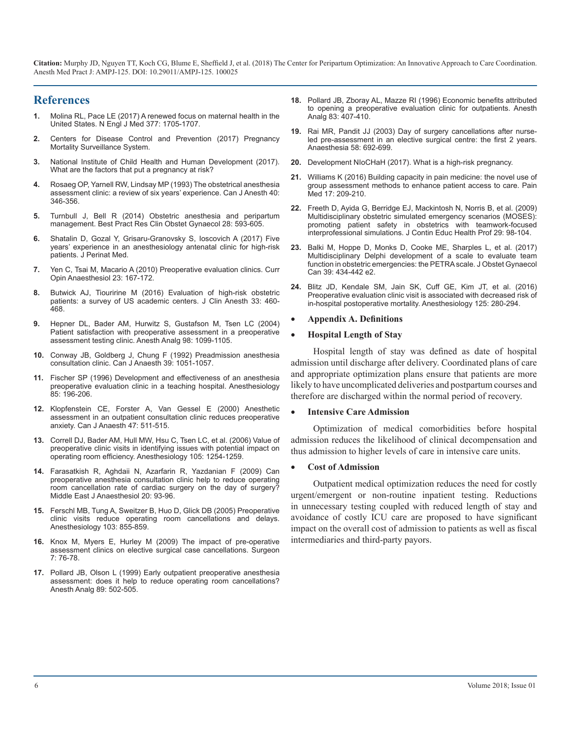## References

1. Molina RL, Pace LE (2017) A renewed focus on maternal health in the United States. N Engl J Med 377: 1705-1707.
2. Centers for Disease Control and Prevention (2017) Pregnancy Mortality Surveillance System.
3. National Institute of Child Health and Human Development (2017). What are the factors that put a pregnancy at risk?
4. Rosaeg OP, Yarnell RW, Lindsay MP (1993) The obstetrical anesthesia assessment clinic: a review of six years' experience. Can J Anesth 40: 346-356.
5. Turnbull J, Bell R (2014) Obstetric anesthesia and peripartum management. Best Pract Res Clin Obstet Gynaecol 28: 593-605.
6. Shatalin D, Gozal Y, Grisaru-Granovsky S, Ioscovich A (2017) Five years' experience in an anesthesiology antenatal clinic for high-risk patients. J Perinat Med.
7. Yen C, Tsai M, Macario A (2010) Preoperative evaluation clinics. Curr Opin Anaesthesiol 23: 167-172.
8. Butwick AJ, Tiouririne M (2016) Evaluation of high-risk obstetric patients: a survey of US academic centers. J Clin Anesth 33: 460-468.
9. Hepner DL, Bader AM, Hurwitz S, Gustafson M, Tsen LC (2004) Patient satisfaction with preoperative assessment in a preoperative assessment testing clinic. Anesth Analg 98: 1099-1105.
10. Conway JB, Goldberg J, Chung F (1992) Preadmission anesthesia consultation clinic. Can J Anaesth 39: 1051-1057.
11. Fischer SP (1996) Development and effectiveness of an anesthesia preoperative evaluation clinic in a teaching hospital. Anesthesiology 85: 196-206.
12. Klopfenstein CE, Forster A, Van Gessel E (2000) Anesthetic assessment in an outpatient consultation clinic reduces preoperative anxiety. Can J Anaesth 47: 511-515.
13. Correll DJ, Bader AM, Hull MW, Hsu C, Tsen LC, et al. (2006) Value of preoperative clinic visits in identifying issues with potential impact on operating room efficiency. Anesthesiology 105: 1254-1259.
14. Farasatkish R, Aghdaii N, Azarfarin R, Yazdanian F (2009) Can preoperative anesthesia consultation clinic help to reduce operating room cancellation rate of cardiac surgery on the day of surgery? Middle East J Anaesthesiol 20: 93-96.
15. Ferschl MB, Tung A, Sweitzer B, Huo D, Glick DB (2005) Preoperative clinic visits reduce operating room cancellations and delays. Anesthesiology 103: 855-859.
16. Knox M, Myers E, Hurley M (2009) The impact of pre-operative assessment clinics on elective surgical case cancellations. Surgeon 7: 76-78.
17. Pollard JB, Olson L (1999) Early outpatient preoperative anesthesia assessment: does it help to reduce operating room cancellations? Anesth Analg 89: 502-505.
18. Pollard JB, Zboray AL, Mazze RI (1996) Economic benefits attributed to opening a preoperative evaluation clinic for outpatients. Anesth Analg 83: 407-410.
19. Rai MR, Pandit JJ (2003) Day of surgery cancellations after nurse-led pre-assessment in an elective surgical centre: the first 2 years. Anaesthesia 58: 692-699.
20. Development NIoCHaH (2017). What is a high-risk pregnancy.
21. Williams K (2016) Building capacity in pain medicine: the novel use of group assessment methods to enhance patient access to care. Pain Med 17: 209-210.
22. Freeth D, Ayida G, Berridge EJ, Mackintosh N, Norris B, et al. (2009) Multidisciplinary obstetric simulated emergency scenarios (MOSES): promoting patient safety in obstetrics with teamwork-focused interprofessional simulations. J Contin Educ Health Prof 29: 98-104.
23. Balki M, Hoppe D, Monks D, Cooke ME, Sharples L, et al. (2017) Multidisciplinary Delphi development of a scale to evaluate team function in obstetric emergencies: the PETRA scale. J Obstet Gynaecol Can 39: 434-442 e2.
24. Blitz JD, Kendale SM, Jain SK, Cuff GE, Kim JT, et al. (2016) Preoperative evaluation clinic visit is associated with decreased risk of in-hospital postoperative mortality. Anesthesiology 125: 280-294.

- **Appendix A. Definitions**
- **Hospital Length of Stay**

Hospital length of stay was defined as date of hospital admission until discharge after delivery. Coordinated plans of care and appropriate optimization plans ensure that patients are more likely to have uncomplicated deliveries and postpartum courses and therefore are discharged within the normal period of recovery.

- **Intensive Care Admission**

Optimization of medical comorbidities before hospital admission reduces the likelihood of clinical decompensation and thus admission to higher levels of care in intensive care units.

- **Cost of Admission**

Outpatient medical optimization reduces the need for costly urgent/emergent or non-routine inpatient testing. Reductions in unnecessary testing coupled with reduced length of stay and avoidance of costly ICU care are proposed to have significant impact on the overall cost of admission to patients as well as fiscal intermediaries and third-party payors.